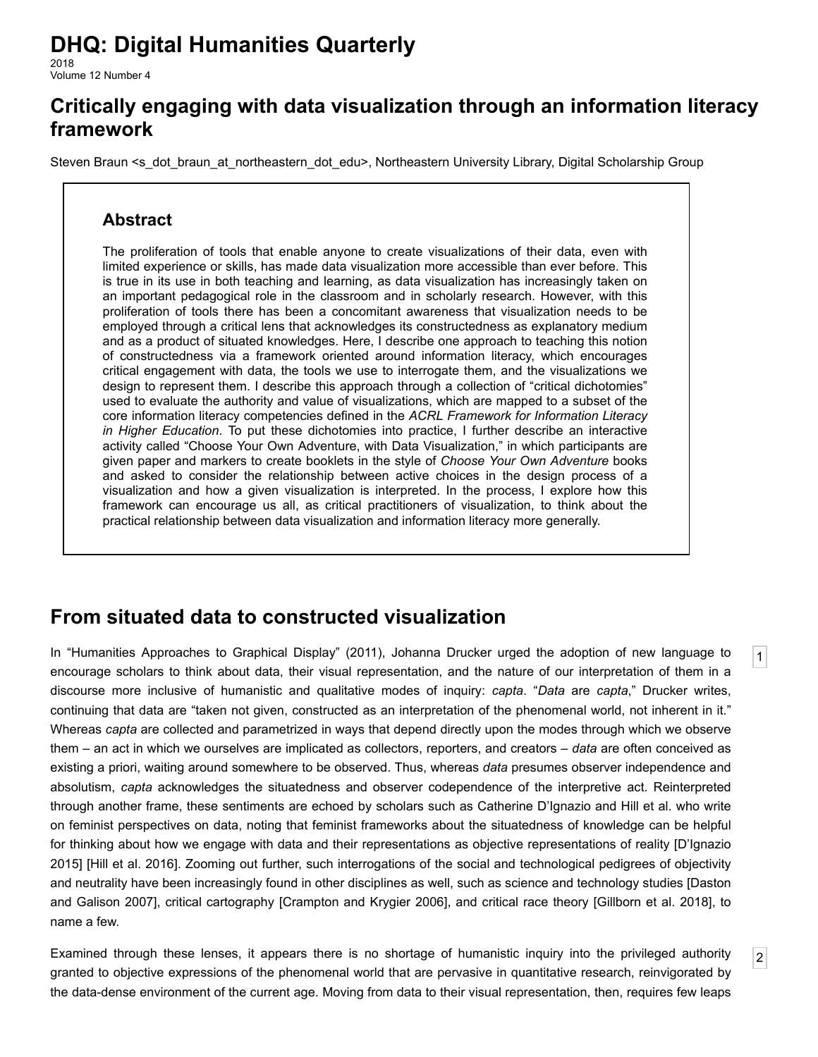# DHQ: Digital Humanities Quarterly

2018
Volume 12 Number 4

## Critically engaging with data visualization through an information literacy framework

Steven Braun <s_dot_braun_at_northeastern_dot_edu>, Northeastern University Library, Digital Scholarship Group

### Abstract

The proliferation of tools that enable anyone to create visualizations of their data, even with limited experience or skills, has made data visualization more accessible than ever before. This is true in its use in both teaching and learning, as data visualization has increasingly taken on an important pedagogical role in the classroom and in scholarly research. However, with this proliferation of tools there has been a concomitant awareness that visualization needs to be employed through a critical lens that acknowledges its constructedness as explanatory medium and as a product of situated knowledges. Here, I describe one approach to teaching this notion of constructedness via a framework oriented around information literacy, which encourages critical engagement with data, the tools we use to interrogate them, and the visualizations we design to represent them. I describe this approach through a collection of "critical dichotomies" used to evaluate the authority and value of visualizations, which are mapped to a subset of the core information literacy competencies defined in the *ACRL Framework for Information Literacy in Higher Education*. To put these dichotomies into practice, I further describe an interactive activity called "Choose Your Own Adventure, with Data Visualization," in which participants are given paper and markers to create booklets in the style of *Choose Your Own Adventure* books and asked to consider the relationship between active choices in the design process of a visualization and how a given visualization is interpreted. In the process, I explore how this framework can encourage us all, as critical practitioners of visualization, to think about the practical relationship between data visualization and information literacy more generally.

## From situated data to constructed visualization

1 In "Humanities Approaches to Graphical Display" (2011), Johanna Drucker urged the adoption of new language to encourage scholars to think about data, their visual representation, and the nature of our interpretation of them in a discourse more inclusive of humanistic and qualitative modes of inquiry: *capta*. "*Data* are *capta*," Drucker writes, continuing that data are "taken not given, constructed as an interpretation of the phenomenal world, not inherent in it." Whereas *capta* are collected and parametrized in ways that depend directly upon the modes through which we observe them – an act in which we ourselves are implicated as collectors, reporters, and creators – *data* are often conceived as existing a priori, waiting around somewhere to be observed. Thus, whereas *data* presumes observer independence and absolutism, *capta* acknowledges the situatedness and observer codependence of the interpretive act. Reinterpreted through another frame, these sentiments are echoed by scholars such as Catherine D'Ignazio and Hill et al. who write on feminist perspectives on data, noting that feminist frameworks about the situatedness of knowledge can be helpful for thinking about how we engage with data and their representations as objective representations of reality [D'Ignazio 2015] [Hill et al. 2016]. Zooming out further, such interrogations of the social and technological pedigrees of objectivity and neutrality have been increasingly found in other disciplines as well, such as science and technology studies [Daston and Galison 2007], critical cartography [Crampton and Krygier 2006], and critical race theory [Gillborn et al. 2018], to name a few.

2 Examined through these lenses, it appears there is no shortage of humanistic inquiry into the privileged authority granted to objective expressions of the phenomenal world that are pervasive in quantitative research, reinvigorated by the data-dense environment of the current age. Moving from data to their visual representation, then, requires few leaps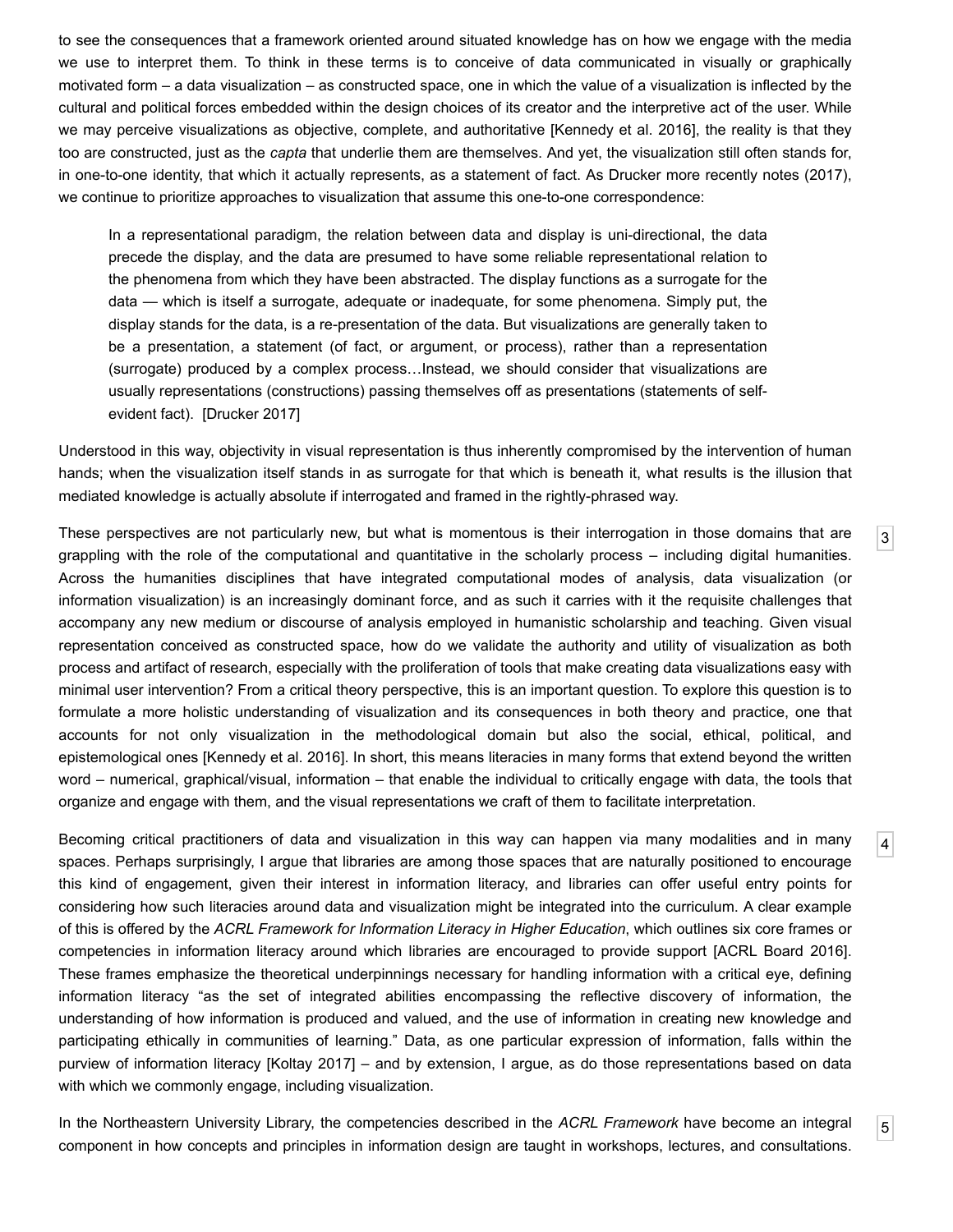to see the consequences that a framework oriented around situated knowledge has on how we engage with the media we use to interpret them. To think in these terms is to conceive of data communicated in visually or graphically motivated form – a data visualization – as constructed space, one in which the value of a visualization is inflected by the cultural and political forces embedded within the design choices of its creator and the interpretive act of the user. While we may perceive visualizations as objective, complete, and authoritative [Kennedy et al. 2016], the reality is that they too are constructed, just as the *capta* that underlie them are themselves. And yet, the visualization still often stands for, in one-to-one identity, that which it actually represents, as a statement of fact. As Drucker more recently notes (2017), we continue to prioritize approaches to visualization that assume this one-to-one correspondence:

> In a representational paradigm, the relation between data and display is uni-directional, the data precede the display, and the data are presumed to have some reliable representational relation to the phenomena from which they have been abstracted. The display functions as a surrogate for the data — which is itself a surrogate, adequate or inadequate, for some phenomena. Simply put, the display stands for the data, is a re-presentation of the data. But visualizations are generally taken to be a presentation, a statement (of fact, or argument, or process), rather than a representation (surrogate) produced by a complex process…Instead, we should consider that visualizations are usually representations (constructions) passing themselves off as presentations (statements of self-evident fact). [Drucker 2017]

Understood in this way, objectivity in visual representation is thus inherently compromised by the intervention of human hands; when the visualization itself stands in as surrogate for that which is beneath it, what results is the illusion that mediated knowledge is actually absolute if interrogated and framed in the rightly-phrased way.

[3] These perspectives are not particularly new, but what is momentous is their interrogation in those domains that are grappling with the role of the computational and quantitative in the scholarly process – including digital humanities. Across the humanities disciplines that have integrated computational modes of analysis, data visualization (or information visualization) is an increasingly dominant force, and as such it carries with it the requisite challenges that accompany any new medium or discourse of analysis employed in humanistic scholarship and teaching. Given visual representation conceived as constructed space, how do we validate the authority and utility of visualization as both process and artifact of research, especially with the proliferation of tools that make creating data visualizations easy with minimal user intervention? From a critical theory perspective, this is an important question. To explore this question is to formulate a more holistic understanding of visualization and its consequences in both theory and practice, one that accounts for not only visualization in the methodological domain but also the social, ethical, political, and epistemological ones [Kennedy et al. 2016]. In short, this means literacies in many forms that extend beyond the written word – numerical, graphical/visual, information – that enable the individual to critically engage with data, the tools that organize and engage with them, and the visual representations we craft of them to facilitate interpretation.

[4] Becoming critical practitioners of data and visualization in this way can happen via many modalities and in many spaces. Perhaps surprisingly, I argue that libraries are among those spaces that are naturally positioned to encourage this kind of engagement, given their interest in information literacy, and libraries can offer useful entry points for considering how such literacies around data and visualization might be integrated into the curriculum. A clear example of this is offered by the *ACRL Framework for Information Literacy in Higher Education*, which outlines six core frames or competencies in information literacy around which libraries are encouraged to provide support [ACRL Board 2016]. These frames emphasize the theoretical underpinnings necessary for handling information with a critical eye, defining information literacy "as the set of integrated abilities encompassing the reflective discovery of information, the understanding of how information is produced and valued, and the use of information in creating new knowledge and participating ethically in communities of learning." Data, as one particular expression of information, falls within the purview of information literacy [Koltay 2017] – and by extension, I argue, as do those representations based on data with which we commonly engage, including visualization.

[5] In the Northeastern University Library, the competencies described in the *ACRL Framework* have become an integral component in how concepts and principles in information design are taught in workshops, lectures, and consultations.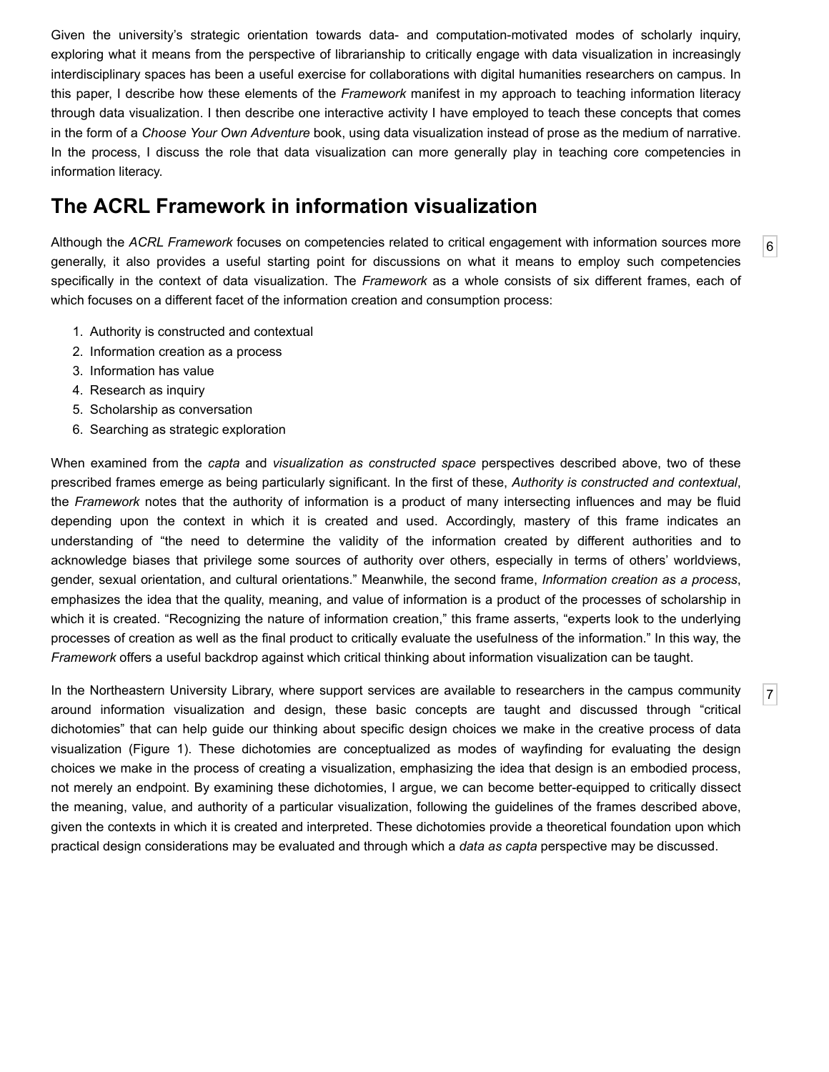Given the university's strategic orientation towards data- and computation-motivated modes of scholarly inquiry, exploring what it means from the perspective of librarianship to critically engage with data visualization in increasingly interdisciplinary spaces has been a useful exercise for collaborations with digital humanities researchers on campus. In this paper, I describe how these elements of the *Framework* manifest in my approach to teaching information literacy through data visualization. I then describe one interactive activity I have employed to teach these concepts that comes in the form of a *Choose Your Own Adventure* book, using data visualization instead of prose as the medium of narrative. In the process, I discuss the role that data visualization can more generally play in teaching core competencies in information literacy.

## The ACRL Framework in information visualization

Although the *ACRL Framework* focuses on competencies related to critical engagement with information sources more generally, it also provides a useful starting point for discussions on what it means to employ such competencies specifically in the context of data visualization. The *Framework* as a whole consists of six different frames, each of which focuses on a different facet of the information creation and consumption process:

1. Authority is constructed and contextual
2. Information creation as a process
3. Information has value
4. Research as inquiry
5. Scholarship as conversation
6. Searching as strategic exploration

When examined from the *capta* and *visualization as constructed space* perspectives described above, two of these prescribed frames emerge as being particularly significant. In the first of these, *Authority is constructed and contextual*, the *Framework* notes that the authority of information is a product of many intersecting influences and may be fluid depending upon the context in which it is created and used. Accordingly, mastery of this frame indicates an understanding of "the need to determine the validity of the information created by different authorities and to acknowledge biases that privilege some sources of authority over others, especially in terms of others' worldviews, gender, sexual orientation, and cultural orientations." Meanwhile, the second frame, *Information creation as a process*, emphasizes the idea that the quality, meaning, and value of information is a product of the processes of scholarship in which it is created. "Recognizing the nature of information creation," this frame asserts, "experts look to the underlying processes of creation as well as the final product to critically evaluate the usefulness of the information." In this way, the *Framework* offers a useful backdrop against which critical thinking about information visualization can be taught.

In the Northeastern University Library, where support services are available to researchers in the campus community around information visualization and design, these basic concepts are taught and discussed through "critical dichotomies" that can help guide our thinking about specific design choices we make in the creative process of data visualization (Figure 1). These dichotomies are conceptualized as modes of wayfinding for evaluating the design choices we make in the process of creating a visualization, emphasizing the idea that design is an embodied process, not merely an endpoint. By examining these dichotomies, I argue, we can become better-equipped to critically dissect the meaning, value, and authority of a particular visualization, following the guidelines of the frames described above, given the contexts in which it is created and interpreted. These dichotomies provide a theoretical foundation upon which practical design considerations may be evaluated and through which a *data as capta* perspective may be discussed.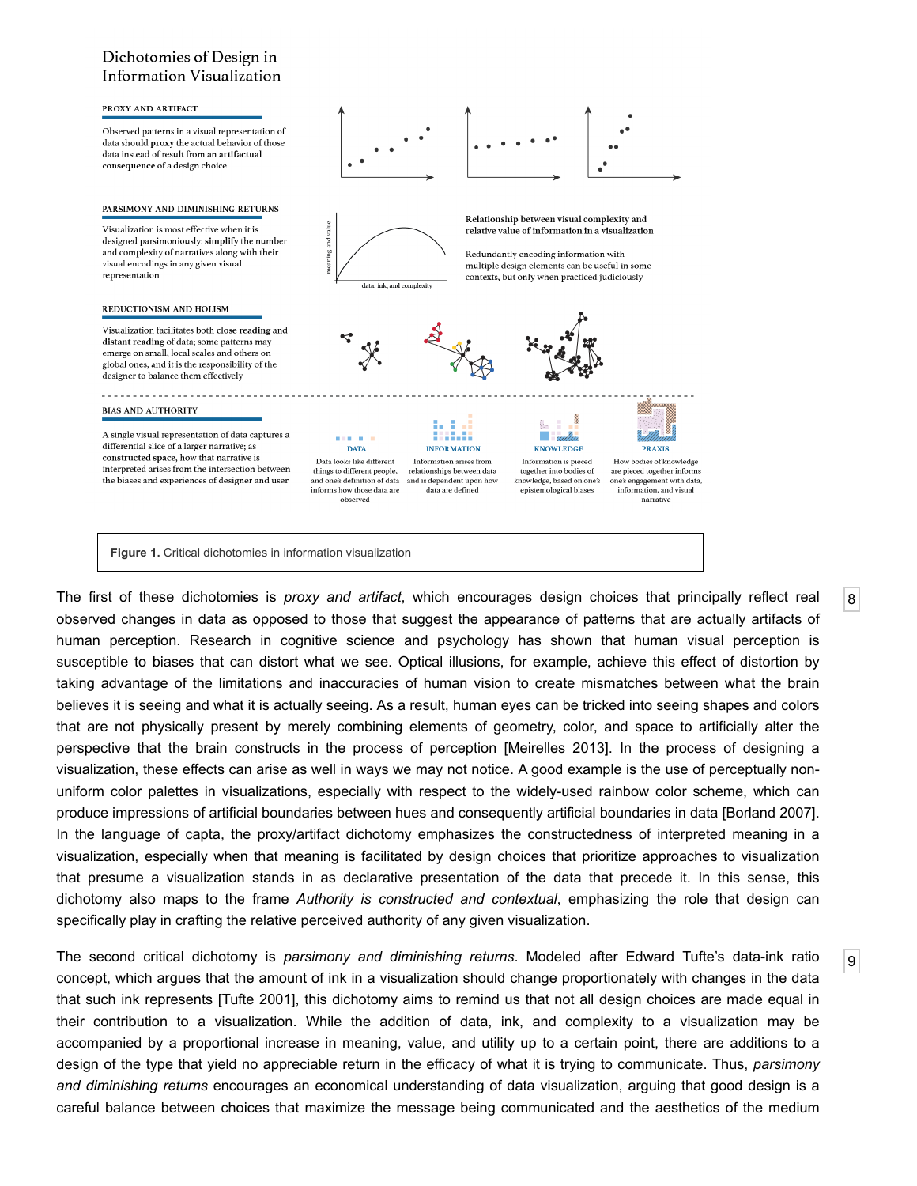## Dichotomies of Design in Information Visualization

**PROXY AND ARTIFACT**

Observed patterns in a visual representation of data should **proxy** the actual behavior of those data instead of result from an **artifactual consequence** of a design choice

**PARSIMONY AND DIMINISHING RETURNS**

Visualization is most effective when it is designed parsimoniously: **simplify** the number and complexity of narratives along with their visual encodings in any given visual representation

meaning and value

data, ink, and complexity

Relationship between visual complexity and relative value of information in a visualization

Redundantly encoding information with multiple design elements can be useful in some contexts, but only when practiced judiciously

**REDUCTIONISM AND HOLISM**

Visualization facilitates both **close reading** and **distant reading** of data; some patterns may emerge on small, local scales and others on global ones, and it is the responsibility of the designer to balance them effectively

**BIAS AND AUTHORITY**

A single visual representation of data captures a differential slice of a larger narrative; as **constructed space**, how that narrative is interpreted arises from the intersection between the biases and experiences of designer and user

DATA: Data looks like different things to different people, and one's definition of data informs how those data are observed

INFORMATION: Information arises from relationships between data and is dependent upon how data are defined

KNOWLEDGE: Information is pieced together into bodies of knowledge, based on one's epistemological biases

PRAXIS: How bodies of knowledge are pieced together informs one's engagement with data, information, and visual narrative

**Figure 1.** Critical dichotomies in information visualization

The first of these dichotomies is *proxy and artifact*, which encourages design choices that principally reflect real observed changes in data as opposed to those that suggest the appearance of patterns that are actually artifacts of human perception. Research in cognitive science and psychology has shown that human visual perception is susceptible to biases that can distort what we see. Optical illusions, for example, achieve this effect of distortion by taking advantage of the limitations and inaccuracies of human vision to create mismatches between what the brain believes it is seeing and what it is actually seeing. As a result, human eyes can be tricked into seeing shapes and colors that are not physically present by merely combining elements of geometry, color, and space to artificially alter the perspective that the brain constructs in the process of perception [Meirelles 2013]. In the process of designing a visualization, these effects can arise as well in ways we may not notice. A good example is the use of perceptually non-uniform color palettes in visualizations, especially with respect to the widely-used rainbow color scheme, which can produce impressions of artificial boundaries between hues and consequently artificial boundaries in data [Borland 2007]. In the language of capta, the proxy/artifact dichotomy emphasizes the constructedness of interpreted meaning in a visualization, especially when that meaning is facilitated by design choices that prioritize approaches to visualization that presume a visualization stands in as declarative presentation of the data that precede it. In this sense, this dichotomy also maps to the frame *Authority is constructed and contextual*, emphasizing the role that design can specifically play in crafting the relative perceived authority of any given visualization.

The second critical dichotomy is *parsimony and diminishing returns*. Modeled after Edward Tufte's data-ink ratio concept, which argues that the amount of ink in a visualization should change proportionately with changes in the data that such ink represents [Tufte 2001], this dichotomy aims to remind us that not all design choices are made equal in their contribution to a visualization. While the addition of data, ink, and complexity to a visualization may be accompanied by a proportional increase in meaning, value, and utility up to a certain point, there are additions to a design of the type that yield no appreciable return in the efficacy of what it is trying to communicate. Thus, *parsimony and diminishing returns* encourages an economical understanding of data visualization, arguing that good design is a careful balance between choices that maximize the message being communicated and the aesthetics of the medium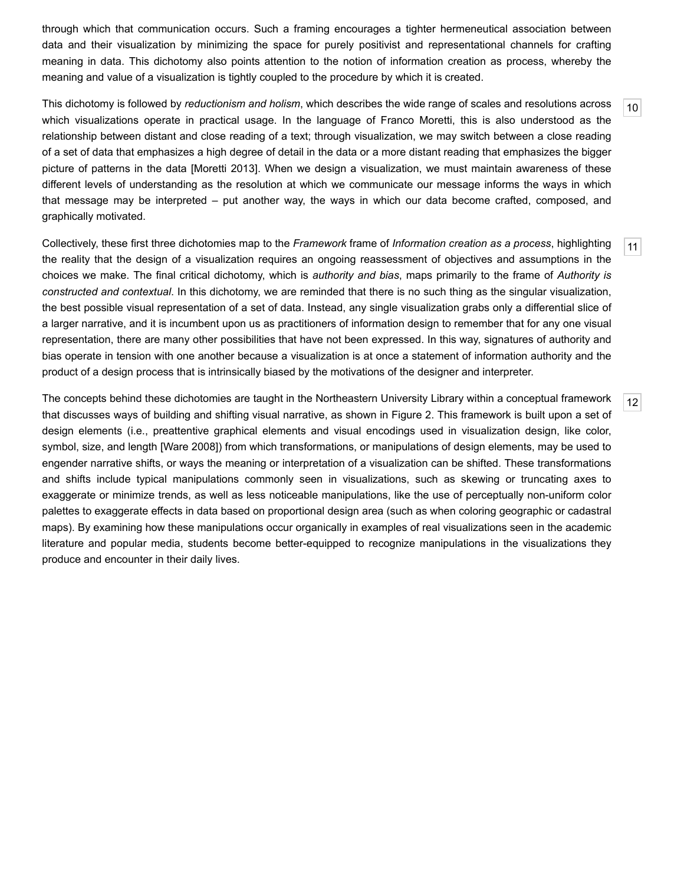through which that communication occurs. Such a framing encourages a tighter hermeneutical association between data and their visualization by minimizing the space for purely positivist and representational channels for crafting meaning in data. This dichotomy also points attention to the notion of information creation as process, whereby the meaning and value of a visualization is tightly coupled to the procedure by which it is created.

This dichotomy is followed by *reductionism and holism*, which describes the wide range of scales and resolutions across which visualizations operate in practical usage. In the language of Franco Moretti, this is also understood as the relationship between distant and close reading of a text; through visualization, we may switch between a close reading of a set of data that emphasizes a high degree of detail in the data or a more distant reading that emphasizes the bigger picture of patterns in the data [Moretti 2013]. When we design a visualization, we must maintain awareness of these different levels of understanding as the resolution at which we communicate our message informs the ways in which that message may be interpreted – put another way, the ways in which our data become crafted, composed, and graphically motivated.

Collectively, these first three dichotomies map to the *Framework* frame of *Information creation as a process*, highlighting the reality that the design of a visualization requires an ongoing reassessment of objectives and assumptions in the choices we make. The final critical dichotomy, which is *authority and bias*, maps primarily to the frame of *Authority is constructed and contextual*. In this dichotomy, we are reminded that there is no such thing as the singular visualization, the best possible visual representation of a set of data. Instead, any single visualization grabs only a differential slice of a larger narrative, and it is incumbent upon us as practitioners of information design to remember that for any one visual representation, there are many other possibilities that have not been expressed. In this way, signatures of authority and bias operate in tension with one another because a visualization is at once a statement of information authority and the product of a design process that is intrinsically biased by the motivations of the designer and interpreter.

The concepts behind these dichotomies are taught in the Northeastern University Library within a conceptual framework that discusses ways of building and shifting visual narrative, as shown in Figure 2. This framework is built upon a set of design elements (i.e., preattentive graphical elements and visual encodings used in visualization design, like color, symbol, size, and length [Ware 2008]) from which transformations, or manipulations of design elements, may be used to engender narrative shifts, or ways the meaning or interpretation of a visualization can be shifted. These transformations and shifts include typical manipulations commonly seen in visualizations, such as skewing or truncating axes to exaggerate or minimize trends, as well as less noticeable manipulations, like the use of perceptually non-uniform color palettes to exaggerate effects in data based on proportional design area (such as when coloring geographic or cadastral maps). By examining how these manipulations occur organically in examples of real visualizations seen in the academic literature and popular media, students become better-equipped to recognize manipulations in the visualizations they produce and encounter in their daily lives.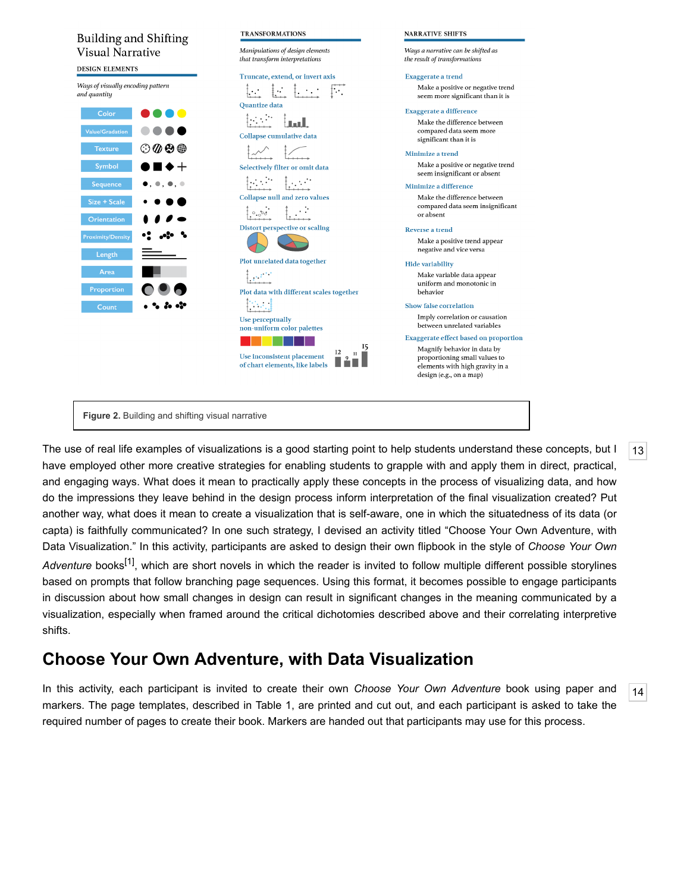# Building and Shifting Visual Narrative

DESIGN ELEMENTS

*Ways of visually encoding pattern and quantity*

- Color
- Value/Gradation
- Texture
- Symbol
- Sequence
- Size + Scale
- Orientation
- Proximity/Density
- Length
- Area
- Proportion
- Count

TRANSFORMATIONS

*Manipulations of design elements that transform interpretations*

- Truncate, extend, or invert axis
- Quantize data
- Collapse cumulative data
- Selectively filter or omit data
- Collapse null and zero values
- Distort perspective or scaling
- Plot unrelated data together
- Plot data with different scales together
- Use perceptually non-uniform color palettes
- Use inconsistent placement of chart elements, like labels

NARRATIVE SHIFTS

*Ways a narrative can be shifted as the result of transformations*

- Exaggerate a trend
  - Make a positive or negative trend seem more significant than it is
- Exaggerate a difference
  - Make the difference between compared data seem more significant than it is
- Minimize a trend
  - Make a positive or negative trend seem insignificant or absent
- Minimize a difference
  - Make the difference between compared data seem insignificant or absent
- Reverse a trend
  - Make a positive trend appear negative and vice versa
- Hide variability
  - Make variable data appear uniform and monotonic in behavior
- Show false correlation
  - Imply correlation or causation between unrelated variables
- Exaggerate effect based on proportion
  - Magnify behavior in data by proportioning small values to elements with high gravity in a design (e.g., on a map)

**Figure 2.** Building and shifting visual narrative

The use of real life examples of visualizations is a good starting point to help students understand these concepts, but I have employed other more creative strategies for enabling students to grapple with and apply them in direct, practical, and engaging ways. What does it mean to practically apply these concepts in the process of visualizing data, and how do the impressions they leave behind in the design process inform interpretation of the final visualization created? Put another way, what does it mean to create a visualization that is self-aware, one in which the situatedness of its data (or capta) is faithfully communicated? In one such strategy, I devised an activity titled "Choose Your Own Adventure, with Data Visualization." In this activity, participants are asked to design their own flipbook in the style of *Choose Your Own Adventure* books[1], which are short novels in which the reader is invited to follow multiple different possible storylines based on prompts that follow branching page sequences. Using this format, it becomes possible to engage participants in discussion about how small changes in design can result in significant changes in the meaning communicated by a visualization, especially when framed around the critical dichotomies described above and their correlating interpretive shifts.

## Choose Your Own Adventure, with Data Visualization

In this activity, each participant is invited to create their own *Choose Your Own Adventure* book using paper and markers. The page templates, described in Table 1, are printed and cut out, and each participant is asked to take the required number of pages to create their book. Markers are handed out that participants may use for this process.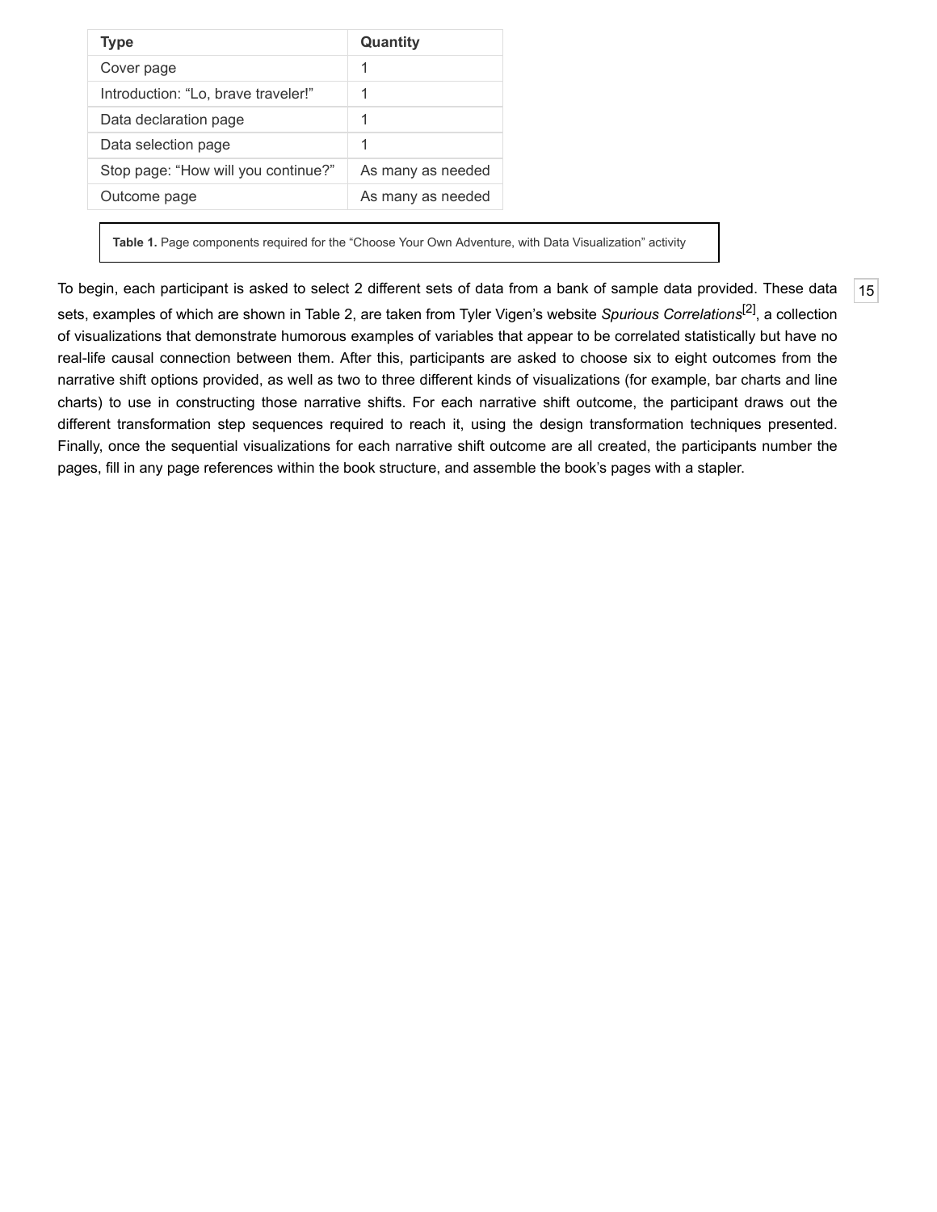| Type | Quantity |
| --- | --- |
| Cover page | 1 |
| Introduction: “Lo, brave traveler!” | 1 |
| Data declaration page | 1 |
| Data selection page | 1 |
| Stop page: “How will you continue?” | As many as needed |
| Outcome page | As many as needed |

**Table 1.** Page components required for the “Choose Your Own Adventure, with Data Visualization” activity

To begin, each participant is asked to select 2 different sets of data from a bank of sample data provided. These data sets, examples of which are shown in Table 2, are taken from Tyler Vigen’s website *Spurious Correlations*[2], a collection of visualizations that demonstrate humorous examples of variables that appear to be correlated statistically but have no real-life causal connection between them. After this, participants are asked to choose six to eight outcomes from the narrative shift options provided, as well as two to three different kinds of visualizations (for example, bar charts and line charts) to use in constructing those narrative shifts. For each narrative shift outcome, the participant draws out the different transformation step sequences required to reach it, using the design transformation techniques presented. Finally, once the sequential visualizations for each narrative shift outcome are all created, the participants number the pages, fill in any page references within the book structure, and assemble the book’s pages with a stapler.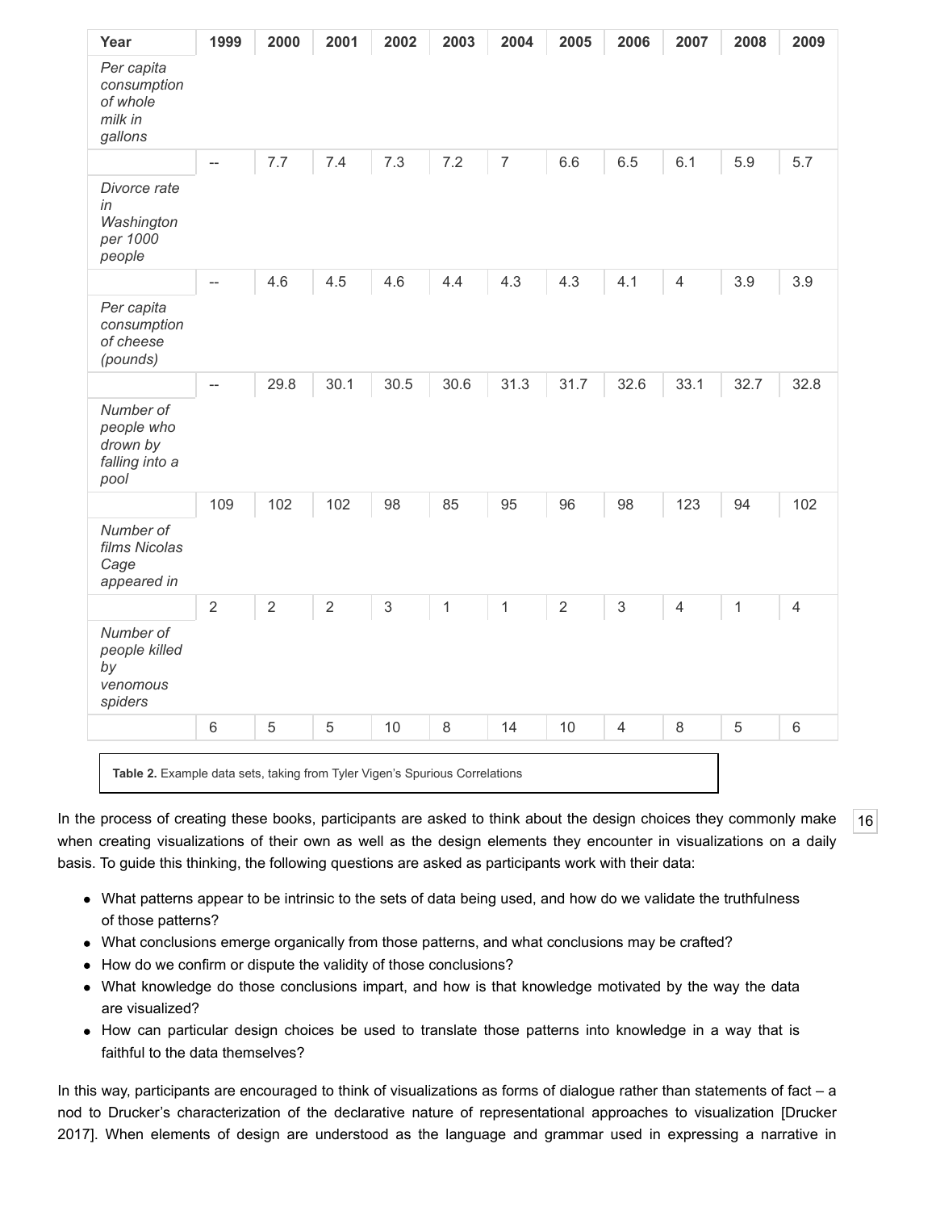| Year | 1999 | 2000 | 2001 | 2002 | 2003 | 2004 | 2005 | 2006 | 2007 | 2008 | 2009 |
|---|---|---|---|---|---|---|---|---|---|---|---|
| *Per capita consumption of whole milk in gallons* | | | | | | | | | | | |
| | -- | 7.7 | 7.4 | 7.3 | 7.2 | 7 | 6.6 | 6.5 | 6.1 | 5.9 | 5.7 |
| *Divorce rate in Washington per 1000 people* | | | | | | | | | | | |
| | -- | 4.6 | 4.5 | 4.6 | 4.4 | 4.3 | 4.3 | 4.1 | 4 | 3.9 | 3.9 |
| *Per capita consumption of cheese (pounds)* | | | | | | | | | | | |
| | -- | 29.8 | 30.1 | 30.5 | 30.6 | 31.3 | 31.7 | 32.6 | 33.1 | 32.7 | 32.8 |
| *Number of people who drown by falling into a pool* | | | | | | | | | | | |
| | 109 | 102 | 102 | 98 | 85 | 95 | 96 | 98 | 123 | 94 | 102 |
| *Number of films Nicolas Cage appeared in* | | | | | | | | | | | |
| | 2 | 2 | 2 | 3 | 1 | 1 | 2 | 3 | 4 | 1 | 4 |
| *Number of people killed by venomous spiders* | | | | | | | | | | | |
| | 6 | 5 | 5 | 10 | 8 | 14 | 10 | 4 | 8 | 5 | 6 |

**Table 2.** Example data sets, taking from Tyler Vigen's Spurious Correlations

In the process of creating these books, participants are asked to think about the design choices they commonly make when creating visualizations of their own as well as the design elements they encounter in visualizations on a daily basis. To guide this thinking, the following questions are asked as participants work with their data:

- What patterns appear to be intrinsic to the sets of data being used, and how do we validate the truthfulness of those patterns?
- What conclusions emerge organically from those patterns, and what conclusions may be crafted?
- How do we confirm or dispute the validity of those conclusions?
- What knowledge do those conclusions impart, and how is that knowledge motivated by the way the data are visualized?
- How can particular design choices be used to translate those patterns into knowledge in a way that is faithful to the data themselves?

In this way, participants are encouraged to think of visualizations as forms of dialogue rather than statements of fact – a nod to Drucker's characterization of the declarative nature of representational approaches to visualization [Drucker 2017]. When elements of design are understood as the language and grammar used in expressing a narrative in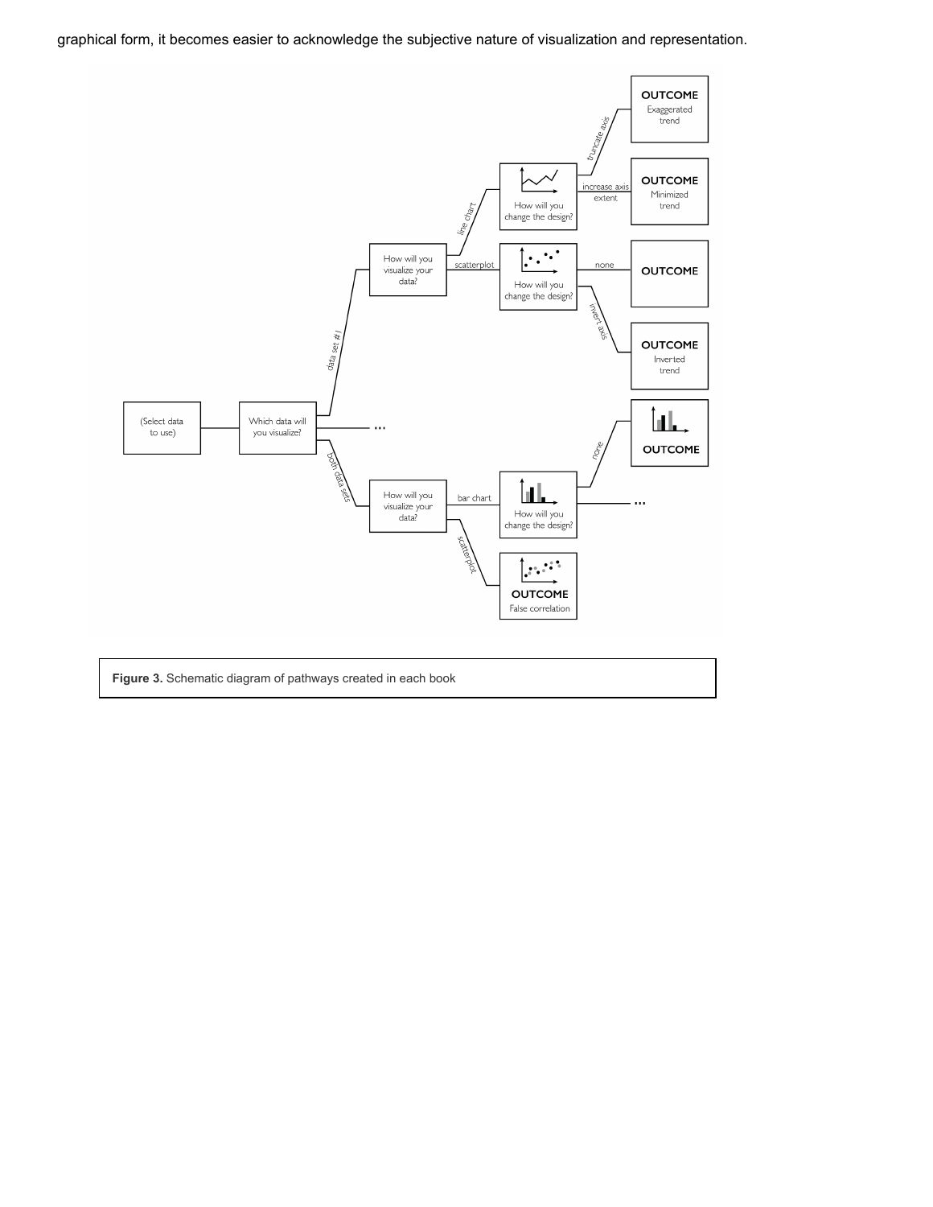graphical form, it becomes easier to acknowledge the subjective nature of visualization and representation.

**Figure 3.** Schematic diagram of pathways created in each book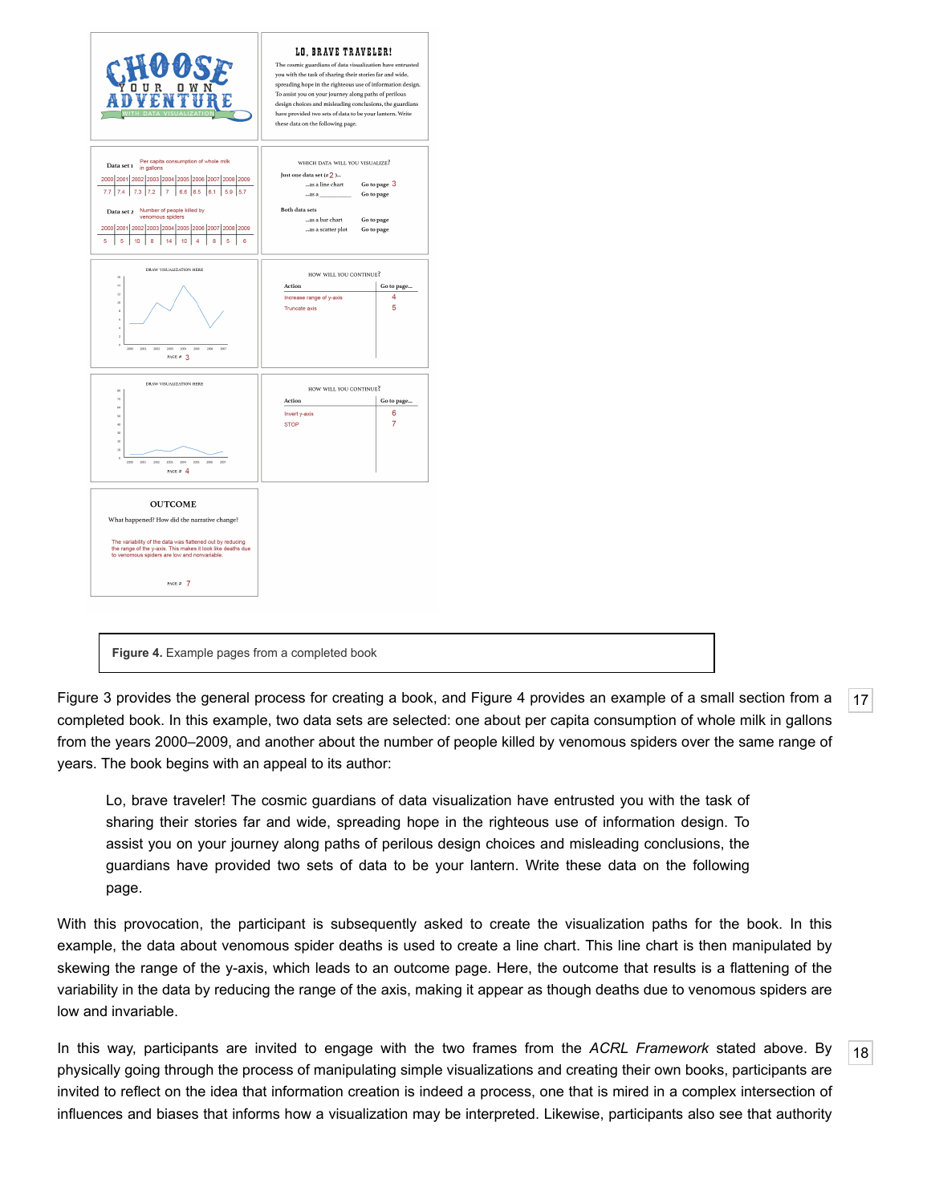**Figure 4.** Example pages from a completed book

Figure 3 provides the general process for creating a book, and Figure 4 provides an example of a small section from a completed book. In this example, two data sets are selected: one about per capita consumption of whole milk in gallons from the years 2000–2009, and another about the number of people killed by venomous spiders over the same range of years. The book begins with an appeal to its author:

> Lo, brave traveler! The cosmic guardians of data visualization have entrusted you with the task of sharing their stories far and wide, spreading hope in the righteous use of information design. To assist you on your journey along paths of perilous design choices and misleading conclusions, the guardians have provided two sets of data to be your lantern. Write these data on the following page.

With this provocation, the participant is subsequently asked to create the visualization paths for the book. In this example, the data about venomous spider deaths is used to create a line chart. This line chart is then manipulated by skewing the range of the y-axis, which leads to an outcome page. Here, the outcome that results is a flattening of the variability in the data by reducing the range of the axis, making it appear as though deaths due to venomous spiders are low and invariable.

In this way, participants are invited to engage with the two frames from the *ACRL Framework* stated above. By physically going through the process of manipulating simple visualizations and creating their own books, participants are invited to reflect on the idea that information creation is indeed a process, one that is mired in a complex intersection of influences and biases that informs how a visualization may be interpreted. Likewise, participants also see that authority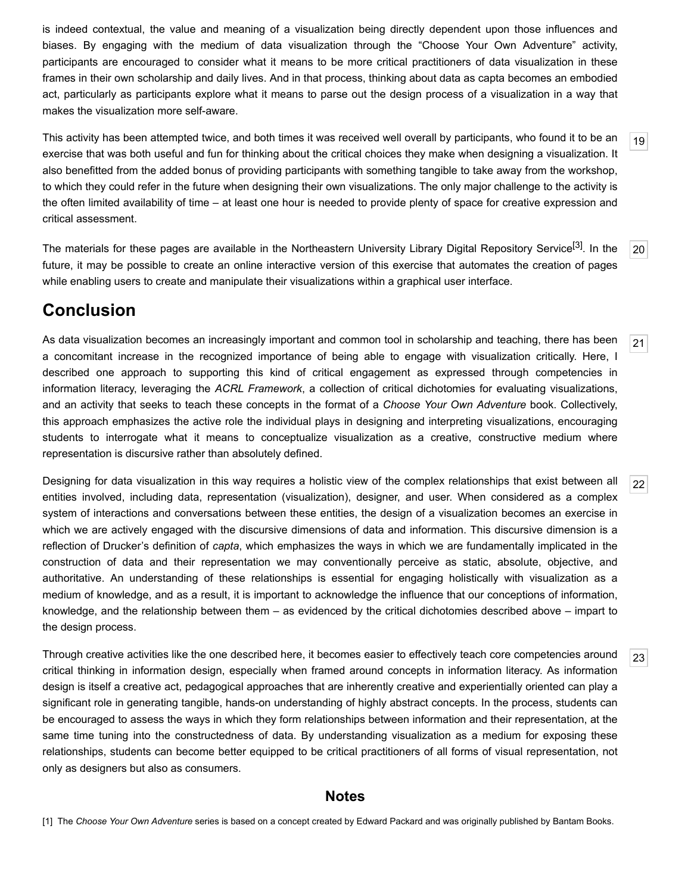is indeed contextual, the value and meaning of a visualization being directly dependent upon those influences and biases. By engaging with the medium of data visualization through the "Choose Your Own Adventure" activity, participants are encouraged to consider what it means to be more critical practitioners of data visualization in these frames in their own scholarship and daily lives. And in that process, thinking about data as capta becomes an embodied act, particularly as participants explore what it means to parse out the design process of a visualization in a way that makes the visualization more self-aware.

This activity has been attempted twice, and both times it was received well overall by participants, who found it to be an exercise that was both useful and fun for thinking about the critical choices they make when designing a visualization. It also benefitted from the added bonus of providing participants with something tangible to take away from the workshop, to which they could refer in the future when designing their own visualizations. The only major challenge to the activity is the often limited availability of time – at least one hour is needed to provide plenty of space for creative expression and critical assessment.

The materials for these pages are available in the Northeastern University Library Digital Repository Service[3]. In the future, it may be possible to create an online interactive version of this exercise that automates the creation of pages while enabling users to create and manipulate their visualizations within a graphical user interface.

## Conclusion

As data visualization becomes an increasingly important and common tool in scholarship and teaching, there has been a concomitant increase in the recognized importance of being able to engage with visualization critically. Here, I described one approach to supporting this kind of critical engagement as expressed through competencies in information literacy, leveraging the *ACRL Framework*, a collection of critical dichotomies for evaluating visualizations, and an activity that seeks to teach these concepts in the format of a *Choose Your Own Adventure* book. Collectively, this approach emphasizes the active role the individual plays in designing and interpreting visualizations, encouraging students to interrogate what it means to conceptualize visualization as a creative, constructive medium where representation is discursive rather than absolutely defined.

Designing for data visualization in this way requires a holistic view of the complex relationships that exist between all entities involved, including data, representation (visualization), designer, and user. When considered as a complex system of interactions and conversations between these entities, the design of a visualization becomes an exercise in which we are actively engaged with the discursive dimensions of data and information. This discursive dimension is a reflection of Drucker's definition of *capta*, which emphasizes the ways in which we are fundamentally implicated in the construction of data and their representation we may conventionally perceive as static, absolute, objective, and authoritative. An understanding of these relationships is essential for engaging holistically with visualization as a medium of knowledge, and as a result, it is important to acknowledge the influence that our conceptions of information, knowledge, and the relationship between them – as evidenced by the critical dichotomies described above – impart to the design process.

Through creative activities like the one described here, it becomes easier to effectively teach core competencies around critical thinking in information design, especially when framed around concepts in information literacy. As information design is itself a creative act, pedagogical approaches that are inherently creative and experientially oriented can play a significant role in generating tangible, hands-on understanding of highly abstract concepts. In the process, students can be encouraged to assess the ways in which they form relationships between information and their representation, at the same time tuning into the constructedness of data. By understanding visualization as a medium for exposing these relationships, students can become better equipped to be critical practitioners of all forms of visual representation, not only as designers but also as consumers.

### Notes

[1] The *Choose Your Own Adventure* series is based on a concept created by Edward Packard and was originally published by Bantam Books.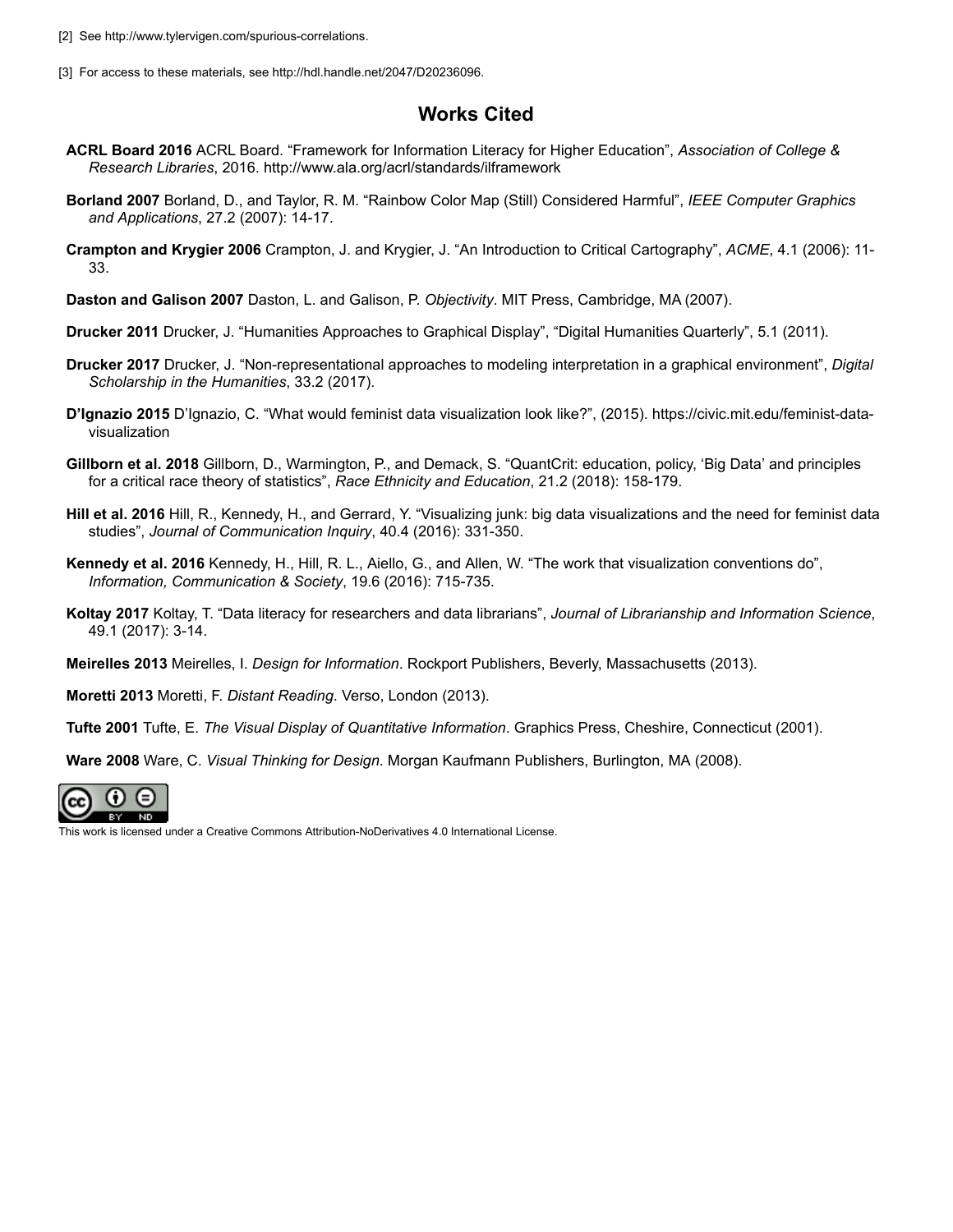[2] See http://www.tylervigen.com/spurious-correlations.

[3] For access to these materials, see http://hdl.handle.net/2047/D20236096.

## Works Cited

**ACRL Board 2016** ACRL Board. "Framework for Information Literacy for Higher Education", *Association of College & Research Libraries*, 2016. http://www.ala.org/acrl/standards/ilframework

**Borland 2007** Borland, D., and Taylor, R. M. "Rainbow Color Map (Still) Considered Harmful", *IEEE Computer Graphics and Applications*, 27.2 (2007): 14-17.

**Crampton and Krygier 2006** Crampton, J. and Krygier, J. "An Introduction to Critical Cartography", *ACME*, 4.1 (2006): 11-33.

**Daston and Galison 2007** Daston, L. and Galison, P. *Objectivity*. MIT Press, Cambridge, MA (2007).

**Drucker 2011** Drucker, J. "Humanities Approaches to Graphical Display", "Digital Humanities Quarterly", 5.1 (2011).

**Drucker 2017** Drucker, J. "Non-representational approaches to modeling interpretation in a graphical environment", *Digital Scholarship in the Humanities*, 33.2 (2017).

**D'Ignazio 2015** D'Ignazio, C. "What would feminist data visualization look like?", (2015). https://civic.mit.edu/feminist-data-visualization

**Gillborn et al. 2018** Gillborn, D., Warmington, P., and Demack, S. "QuantCrit: education, policy, 'Big Data' and principles for a critical race theory of statistics", *Race Ethnicity and Education*, 21.2 (2018): 158-179.

**Hill et al. 2016** Hill, R., Kennedy, H., and Gerrard, Y. "Visualizing junk: big data visualizations and the need for feminist data studies", *Journal of Communication Inquiry*, 40.4 (2016): 331-350.

**Kennedy et al. 2016** Kennedy, H., Hill, R. L., Aiello, G., and Allen, W. "The work that visualization conventions do", *Information, Communication & Society*, 19.6 (2016): 715-735.

**Koltay 2017** Koltay, T. "Data literacy for researchers and data librarians", *Journal of Librarianship and Information Science*, 49.1 (2017): 3-14.

**Meirelles 2013** Meirelles, I. *Design for Information*. Rockport Publishers, Beverly, Massachusetts (2013).

**Moretti 2013** Moretti, F. *Distant Reading*. Verso, London (2013).

**Tufte 2001** Tufte, E. *The Visual Display of Quantitative Information*. Graphics Press, Cheshire, Connecticut (2001).

**Ware 2008** Ware, C. *Visual Thinking for Design*. Morgan Kaufmann Publishers, Burlington, MA (2008).

This work is licensed under a Creative Commons Attribution-NoDerivatives 4.0 International License.